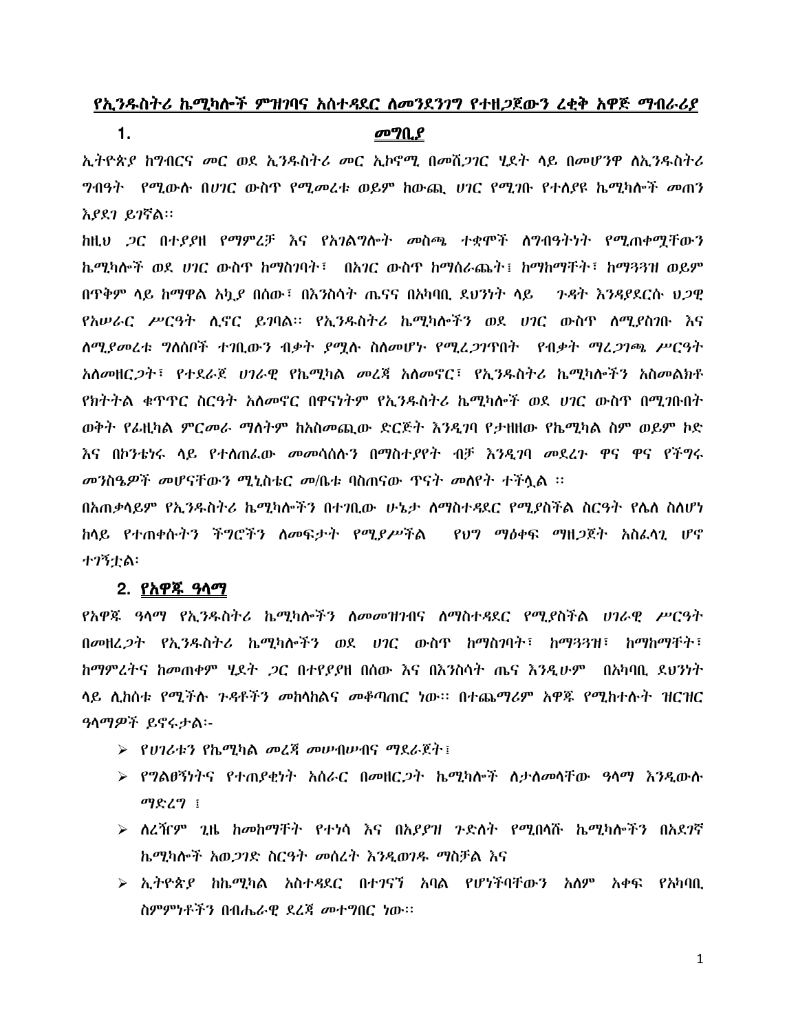# የኢንዱስትሪ ኬሚካሎች ምዝገባና አስተዳደር ለመንደንገግ የተዘጋጀውን ረቂቅ አዋጅ ማብራሪያ

## 1. መግቢያ

ኢትዮጵያ ከግብርና መር ወደ ኢንዱስትሪ መር ኢኮኖሚ በመሸጋገር ሂደት ላይ በመሆንዋ ለኢንዱስትሪ ግብዓት የሚውሉ በሀገር ውስጥ የሚመረቱ ወይም ከውጪ ሀገር የሚገቡ የተለያዩ ኬሚካሎች መጠን እያደገ ይገኛል፡፡

ከዚህ ጋር በተያያዘ የማምረቻ እና የአገልግሎት መስጫ ተቋሞች ለግብዓትነት የሚጠቀሟቸውን ኬሚካሎች ወደ ሀገር ውስጥ ከማስገባት፣ በአገር ውስጥ ከማሰራጨት፣ ከማከማቸት፣ ከማጓጓዝ ወይም በጥቅም ላይ ከማዋል አኳያ በሰው፣ በእንስሳት ጤናና በአካባቢ ደህንነት ላይ ጉዳት እንዳያደርሱ ህጋዊ የአሠራር ሥርዓት ሊኖር ይገባል፡፡ የኢንዱስትሪ ኬሚካሎችን ወደ ሀገር ውስጥ ለሚያስገቡ እና ለሚያመረቱ ግለሰቦች ተገቢውን ብቃት ያሟሉ ስለመሆኑ የሚረጋገጥበት የብቃት ማረጋገጫ ሥርዓት አለመዘርጋት፣ የተደራጀ ሀገራዊ የኬሚካል መረጃ አለመኖር፣ የኢንዱስትሪ ኬሚካሎችን አስመልክቶ የክትትል ቁጥጥር ስርዓት አለመኖር በዋናነትም የኢንዱስትሪ ኬሚካሎች ወደ ሀገር ውስጥ በሚገቡበት ወቅት የፊዚካል ምርመራ ማለትም ከአስመጪው ድርጅት እንዲገባ የታዘዘው የኬሚካል ስም ወይም ኮድ እና በኮንቴነሩ ላይ የተለጠፈው መመሳሰሉን በማስተያየት ብቻ እንዲገባ መደረጉ ዋና ዋና የችግሩ መንስዔዎች መሆናቸውን ሚኒስቴር መ/ቤቱ ባስጠናው ጥናት መለየት ተችሏል ፡፡

በአጠቃላይም የኢንዱስትሪ ኬሚካሎችን በተገቢው ሁኔታ ለማስተዳደር የሚያስችል ስርዓት የሌለ ስለሆነ ከላይ የተጠቀሱትን ችግሮችን ለመፍታት የሚያሥችል የህግ ማዕቀፍ ማዘጋጀት አስፈላጊ ሆኖ ተገኝቷል፡

## 2. የአዋጁ ዓላማ

የአዋጁ ዓላማ የኢንዱስትሪ ኬሚካሎችን ለመመዝገብና ለማስተዳደር የሚያስችል ሀገራዊ ሥርዓት በመዘረጋት የኢንዱስትሪ ኬሚካሎችን ወደ ሀገር ውስጥ ከማስገባት፣ ከማጓጓዝ፣ ከማከማቸት፣ ከማምረትና ከመጠቀም ሂደት ጋር በተየያየዘ በሰው እና በእንስሳት ጤና እንዲሁም በአካባቢ ደህንነት ላይ ሊከሰቱ የሚችሉ ጉዳቶችን መከላከልና መቆጣጠር ነው፡፡ በተጨማሪም አዋጁ የሚከተሉት ዝርዝር ዓላማዎች ይኖሩታል፡-

- የሀገሪቱን የኬሚካል መረጃ መሠብሠብና ማደራጀት፤
- የግልፀኝነትና የተጠያቂነት አሰራር በመዘርጋት ኬሚካሎች ለታለመላቸው ዓላማ እንዲውሉ ማድረግ ፤
- ለረዥም ጊዜ ከመከማቸት የተነሳ እና በአያያዝ ጉድለት የሚበላሹ ኬሚካሎችን በአደገኛ ኬሚካሎች አወጋገድ ስርዓት መሰረት እንዲወገዱ ማስቻል እና
- ኢትዮጵያ ከኬሚካል አስተዳደር በተገናኘ አባል የሆነችባቸውን አለም አቀፍ የአካባቢ ስምምነቶችን በብሔራዊ ደረጃ መተግበር ነው፡፡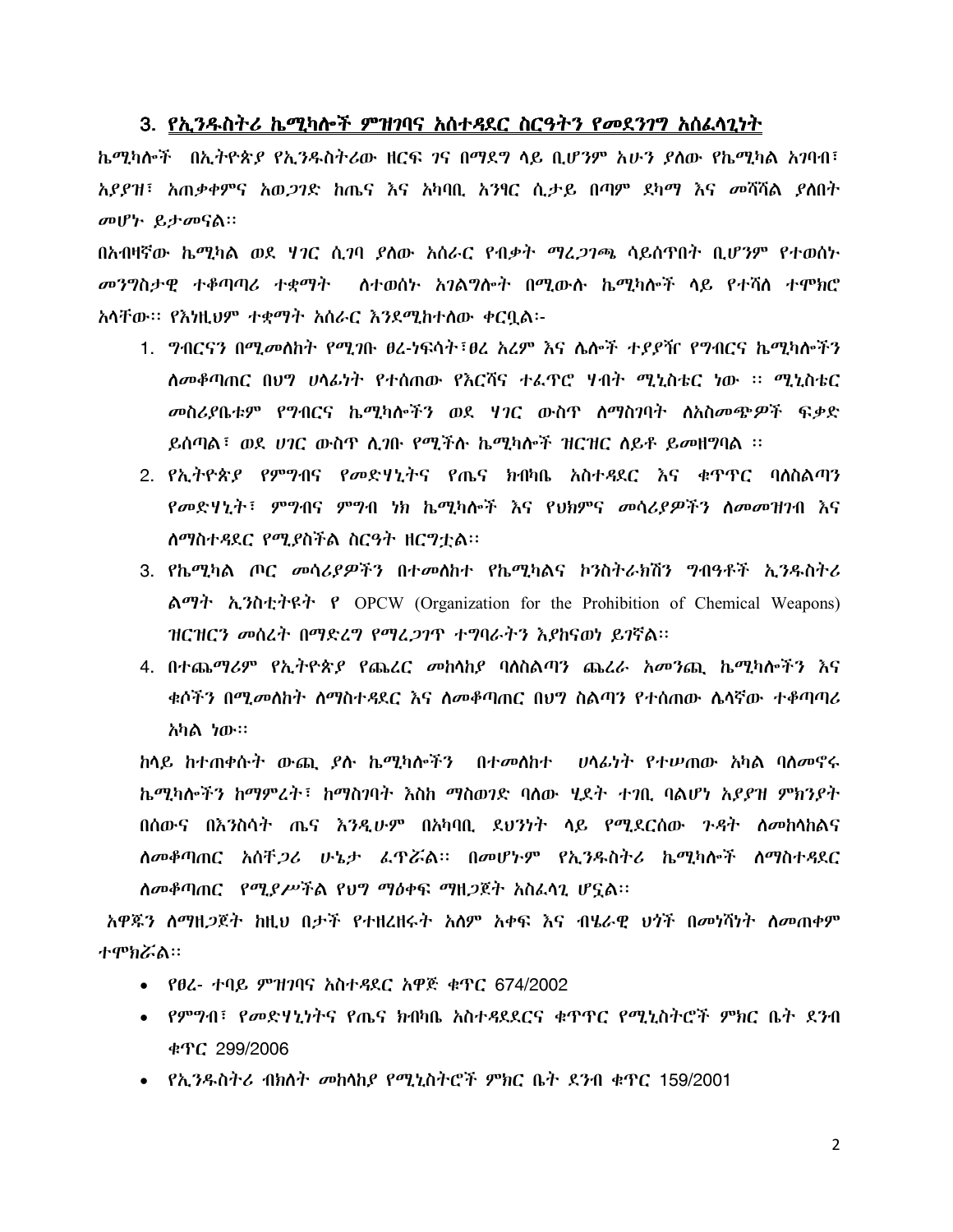## 3. የኢንዱስትሪ ኬሚካሎች ምዝገባና አስተዳደር ስርዓትን የመደንገግ አስፈላጊነት

ኬሚካሎች በኢትዮጵያ የኢንዱስትሪው ዘርፍ ገና በማደግ ላይ ቢሆንም አሁን ያለው የኬሚካል አገባብ፣ አያያዝ፣ አጠቃቀምና አወጋገድ ከጤና እና አካባቢ አንፃር ሲታይ በጣም ደካማ እና መሻሻል ያለበት መሆኑ ይታመናል፡፡

በአብዛኛው ኬሚካል ወደ ሃገር ሲገባ ያለው አሰራር የብቃት ማረጋገጫ ሳይሰጥበት ቢሆንም የተወሰኑ መንግስታዊ ተቆጣጣሪ ተቋማት ለተወሰኑ አገልግሎት በሚውሉ ኬሚካሎች ላይ የተሻለ ተሞክሮ አላቸው፡፡ የእነዚህም ተቋማት አሰራር እንደሚከተለው ቀርቧል፡-

1. ግብርናን በሚመለከት የሚገቡ ፀረ-ነፍሳት፣ፀረ አረም እና ሌሎች ተያያዥ የግብርና ኬሚካሎችን ለመቆጣጠር በህግ ሀላፊነት የተሰጠው የእርሻና ተፈጥሮ ሃብት ሚኒስቴር ነው ፡፡ ሚኒስቴር መስሪያቤቱም የግብርና ኬሚካሎችን ወደ ሃገር ውስጥ ለማስገባት ለአስመጭዎች ፍቃድ ይሰጣል፣ ወደ ሀገር ውስጥ ሊገቡ የሚችሉ ኬሚካሎች ዝርዝር ለይቶ ይመዘግባል ፡፡
2. የኢትዮጵያ የምግብና የመድሃኒትና የጤና ክብካቤ አስተዳደር እና ቁጥጥር ባለስልጣን የመድሃኒት፣ ምግብና ምግብ ነክ ኬሚካሎች እና የህክምና መሳሪያዎችን ለመመዝገብ እና ለማስተዳደር የሚያስችል ስርዓት ዘርግቷል፡፡
3. የኬሚካል ጦር መሳሪያዎችን በተመለከተ የኬሚካልና ኮንስትራክሽን ግብዓቶች ኢንዱስትሪ ልማት ኢንስቲትዩት የ OPCW (Organization for the Prohibition of Chemical Weapons) ዝርዝርን መሰረት በማድረግ የማረጋገጥ ተግባራትን እያከናወነ ይገኛል፡፡
4. በተጨማሪም የኢትዮጵያ የጨረር መከላከያ ባለስልጣን ጨረራ አመንጪ ኬሚካሎችን እና ቁሶችን በሚመለከት ለማስተዳደር እና ለመቆጣጠር በህግ ስልጣን የተሰጠው ሌላኛው ተቆጣጣሪ አካል ነው፡፡

ከላይ ከተጠቀሱት ውጪ ያሉ ኬሚካሎችን በተመለከተ ሀላፊነት የተሠጠው አካል ባለመኖሩ ኬሚካሎችን ከማምረት፣ ከማስገባት እስከ ማስወገድ ባለው ሂደት ተገቢ ባልሆነ አያያዝ ምክንያት በሰውና በእንስሳት ጤና እንዲሁም በአካባቢ ደህንነት ላይ የሚደርሰው ጉዳት ለመከላከልና ለመቆጣጠር አስቸጋሪ ሁኔታ ፈጥሯል፡፡ በመሆኑም የኢንዱስትሪ ኬሚካሎች ለማስተዳደር ለመቆጣጠር የሚያሥችል የህግ ማዕቀፍ ማዘጋጀት አስፈላጊ ሆኗል፡፡

አዋጁን ለማዘጋጀት ከዚህ በታች የተዘረዘሩት አለም አቀፍ እና ብሄራዊ ህጎች በመነሻነት ለመጠቀም ተሞክሯል፡፡

- የፀረ- ተባይ ምዝገባና አስተዳደር አዋጅ ቁጥር 674/2002
- የምግብ፣ የመድሃኒትና የጤና ክብካቤ አስተዳደርና ቁጥጥር የሚኒስትሮች ምክር ቤት ደንብ ቁጥር 299/2006
- የኢንዱስትሪ ብክለት መከላከያ የሚኒስትሮች ምክር ቤት ደንብ ቁጥር 159/2001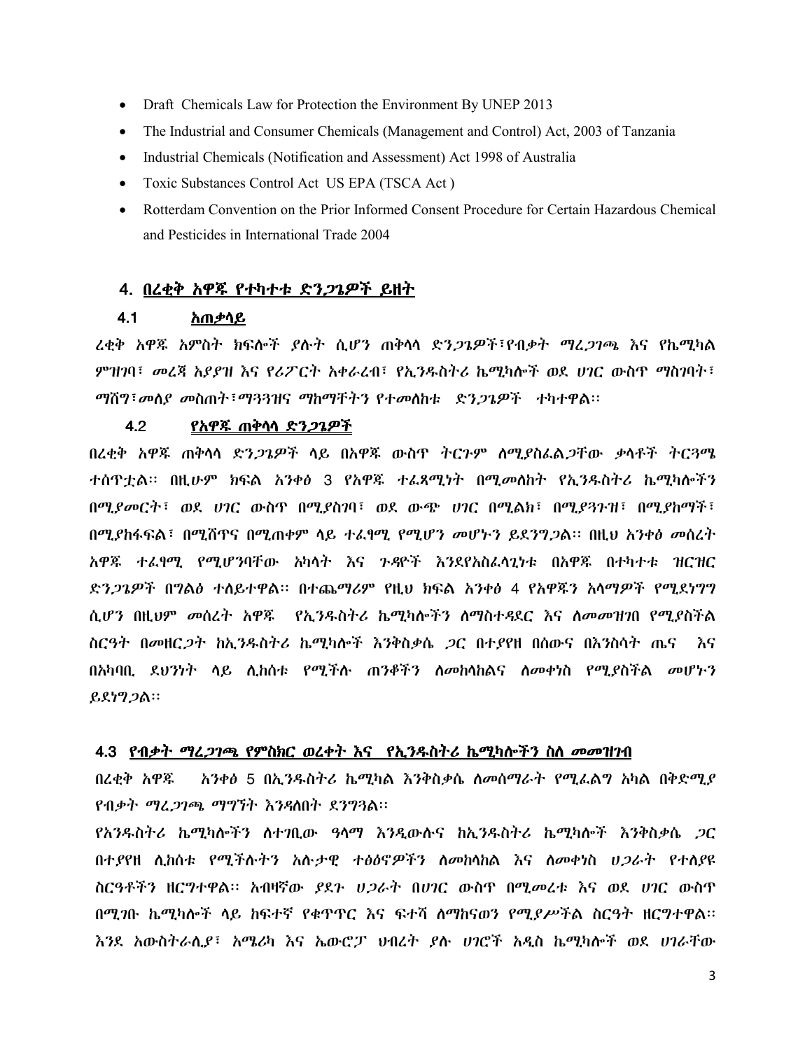- Draft Chemicals Law for Protection the Environment By UNEP 2013
- The Industrial and Consumer Chemicals (Management and Control) Act, 2003 of Tanzania
- Industrial Chemicals (Notification and Assessment) Act 1998 of Australia
- Toxic Substances Control Act US EPA (TSCA Act )
- Rotterdam Convention on the Prior Informed Consent Procedure for Certain Hazardous Chemical and Pesticides in International Trade 2004

## 4. በረቂቅ አዋጁ የተካተቱ ድንጋጌዎች ይዘት

### 4.1 አጠቃላይ

ረቂቅ አዋጁ አምስት ክፍሎች ያሉት ሲሆን ጠቅላላ ድንጋጌዎች፣የብቃት ማረጋገጫ እና የኬሚካል ምዝገባ፣ መረጃ አያያዝ እና የሪፖርት አቀራረብ፣ የኢንዱስትሪ ኬሚካሎች ወደ ሀገር ውስጥ ማስገባት፣ ማሸግ፣መለያ መስጠት፣ማጓጓዝና ማከማቸትን የተመለከቱ ድንጋጌዎች ተካተዋል፡፡

### 4.2 የአዋጁ ጠቅላላ ድንጋጌዎች

በረቂቅ አዋጁ ጠቅላላ ድንጋጌዎች ላይ በአዋጁ ውስጥ ትርጉም ለሚያስፈልጋቸው ቃላቶች ትርጓሜ ተሰጥቷል፡፡ በዚሁም ክፍል አንቀፅ 3 የአዋጁ ተፈጻሚነት በሚመለከት የኢንዱስትሪ ኬሚካሎችን በሚያመርት፣ ወደ ሀገር ውስጥ በሚያስገባ፣ ወደ ውጭ ሀገር በሚልክ፣ በሚያጓጉዝ፣ በሚያከማች፣ በሚያከፋፍል፣ በሚሸጥና በሚጠቀም ላይ ተፈፃሚ የሚሆን መሆኑን ይደነግጋል፡፡ በዚህ አንቀፅ መሰረት አዋጁ ተፈፃሚ የሚሆንባቸው አካላት እና ጉዳዮች እንደየአስፈላጊነቱ በአዋጁ በተካተቱ ዝርዝር ድንጋጌዎች በግልፅ ተለይተዋል፡፡ በተጨማሪም የዚህ ክፍል አንቀፅ 4 የአዋጁን አላማዎች የሚደነግግ ሲሆን በዚህም መሰረት አዋጁ የኢንዱስትሪ ኬሚካሎችን ለማስተዳደር እና ለመመዝገብ የሚያስችል ስርዓት በመዘርጋት ከኢንዱስትሪ ኬሚካሎች እንቅስቃሴ ጋር በተያየዘ በሰውና በእንስሳት ጤና እና በአካባቢ ደህንነት ላይ ሊከሰቱ የሚችሉ ጠንቆችን ለመከላከልና ለመቀነስ የሚያስችል መሆኑን ይደነግጋል፡፡

### 4.3 የብቃት ማረጋገጫ የምስክር ወረቀት እና የኢንዱስትሪ ኬሚካሎችን ስለ መመዝገብ

በረቂቅ አዋጁ አንቀፅ 5 በኢንዱስትሪ ኬሚካል እንቅስቃሴ ለመሰማራት የሚፈልግ አካል በቅድሚያ የብቃት ማረጋገጫ ማግኘት እንዳለበት ደንግጓል፡፡

የአንዱስትሪ ኬሚካሎችን ለተገቢው ዓላማ እንዲውሉና ከኢንዱስትሪ ኬሚካሎች እንቅስቃሴ ጋር በተያየዘ ሊከሰቱ የሚችሉትን አሉታዊ ተፅዕኖዎችን ለመከላከል እና ለመቀነስ ሀጋራት የተለያዩ ስርዓቶችን ዘርግተዋል፡፡ አብዛኛው ያደጉ ሀጋራት በሀገር ውስጥ በሚመረቱ እና ወደ ሀገር ውስጥ በሚገቡ ኬሚካሎች ላይ ከፍተኛ የቁጥጥር እና ፍተሻ ለማከናወን የሚያሥችል ስርዓት ዘርግተዋል፡፡ እንደ አውስትራሊያ፣ አሜሪካ እና ኤውሮፓ ህብረት ያሉ ሀገሮች አዲስ ኬሚካሎች ወደ ሀገራቸው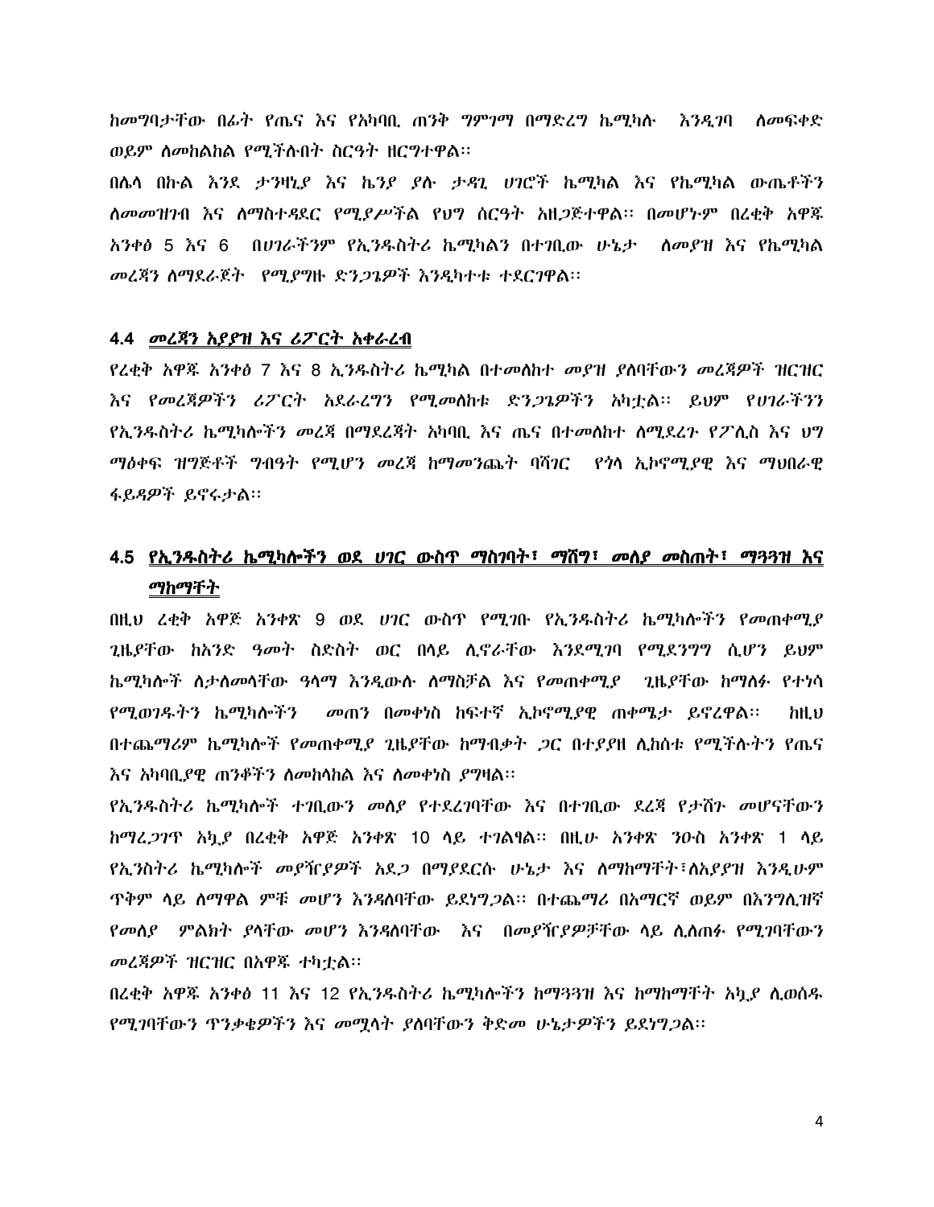ከመግባታቸው በፊት የጤና እና የአካባቢ ጠንቅ ግምገማ በማድረግ ኬሚካሉ እንዲገባ ለመፍቀድ ወይም ለመከልከል የሚችሉበት ስርዓት ዘርግተዋል፡፡

በሌላ በኩል እንደ ታንዛኒያ እና ኬንያ ያሉ ታዳጊ ሀገሮች ኬሚካል እና የኬሚካል ውጤቶችን ለመመዝገብ እና ለማስተዳደር የሚያሥችል የህግ ሰርዓት አዘጋጅተዋል፡፡ በመሆኑም በረቂቅ አዋጁ አንቀፅ 5 እና 6 በሀገራችንም የኢንዱስትሪ ኬሚካልን በተገቢው ሁኔታ ለመያዝ እና የኬሚካል መረጃን ለማደራጀት የሚያግዙ ድንጋጌዎች እንዲካተቱ ተደርገዋል፡፡

## 4.4 <u>መረጃን አያያዝ እና ሪፖርት አቀራረብ</u>

የረቂቅ አዋጁ አንቀፅ 7 እና 8 ኢንዱስትሪ ኬሚካል በተመለከተ መያዝ ያለባቸውን መረጃዎች ዝርዝር እና የመረጃዎችን ሪፖርት አደራረግን የሚመለከቱ ድንጋጌዎችን አካቷል፡፡ ይህም የሀገራችንን የኢንዱስትሪ ኬሚካሎችን መረጃ በማደረጃት አካባቢ እና ጤና በተመለከተ ለሚደረጉ የፖሊስ እና ህግ ማዕቀፍ ዝግጅቶች ግብዓት የሚሆን መረጃ ከማመንጨት ባሻገር የጎላ ኢኮኖሚያዊ እና ማህበራዊ ፋይዳዎች ይኖሩታል፡፡

## 4.5 <u>የኢንዱስትሪ ኬሚካሎችን ወደ ሀገር ውስጥ ማስገባት፣ ማሸግ፣ መለያ መስጠት፣ ማጓጓዝ እና ማከማቸት</u>

በዚህ ረቂቅ አዋጅ አንቀጽ 9 ወደ ሀገር ውስጥ የሚገቡ የኢንዱስትሪ ኬሚካሎችን የመጠቀሚያ ጊዜያቸው ከአንድ ዓመት ስድስት ወር በላይ ሊኖራቸው እንደሚገባ የሚደነግግ ሲሆን ይህም ኬሚካሎች ለታለመላቸው ዓላማ እንዲውሉ ለማስቻል እና የመጠቀሚያ ጊዜያቸው ከማለፉ የተነሳ የሚወገዱትን ኬሚካሎችን መጠን በመቀነስ ከፍተኛ ኢኮኖሚያዊ ጠቀሜታ ይኖረዋል፡፡ ከዚህ በተጨማሪም ኬሚካሎች የመጠቀሚያ ጊዜያቸው ከማብቃት ጋር በተያያዘ ሊከሰቱ የሚችሉትን የጤና እና አካባቢያዊ ጠንቆችን ለመከላከል እና ለመቀነስ ያግዛል፡፡

የኢንዱስትሪ ኬሚካሎች ተገቢውን መለያ የተደረገባቸው እና በተገቢው ደረጃ የታሸጉ መሆናቸውን ከማረጋገጥ አኳያ በረቂቅ አዋጅ አንቀጽ 10 ላይ ተገልፃል፡፡ በዚሁ አንቀጽ ንዑስ አንቀጽ 1 ላይ የኢንስትሪ ኬሚካሎች መያዥያዎች አደጋ በማያደርሱ ሁኔታ እና ለማከማቸት፣ለአያያዝ እንዲሁም ጥቅም ላይ ለማዋል ምቹ መሆን እንዳለባቸው ይደነግጋል፡፡ በተጨማሪ በአማርኛ ወይም በእንግሊዝኛ የመለያ ምልክት ያላቸው መሆን እንዳለባቸው እና በመያዥያዎቻቸው ላይ ሊሰጠፉ የሚገባቸውን መረጃዎች ዝርዝር በአዋጁ ተካቷል፡፡

በረቂቅ አዋጁ አንቀፅ 11 እና 12 የኢንዱስትሪ ኬሚካሎችን ከማጓጓዝ እና ከማከማቸት አኳያ ሊወሰዱ የሚገባቸውን ጥንቃቄዎችን እና መሟላት ያለባቸውን ቅድመ ሁኔታዎችን ይደነግጋል፡፡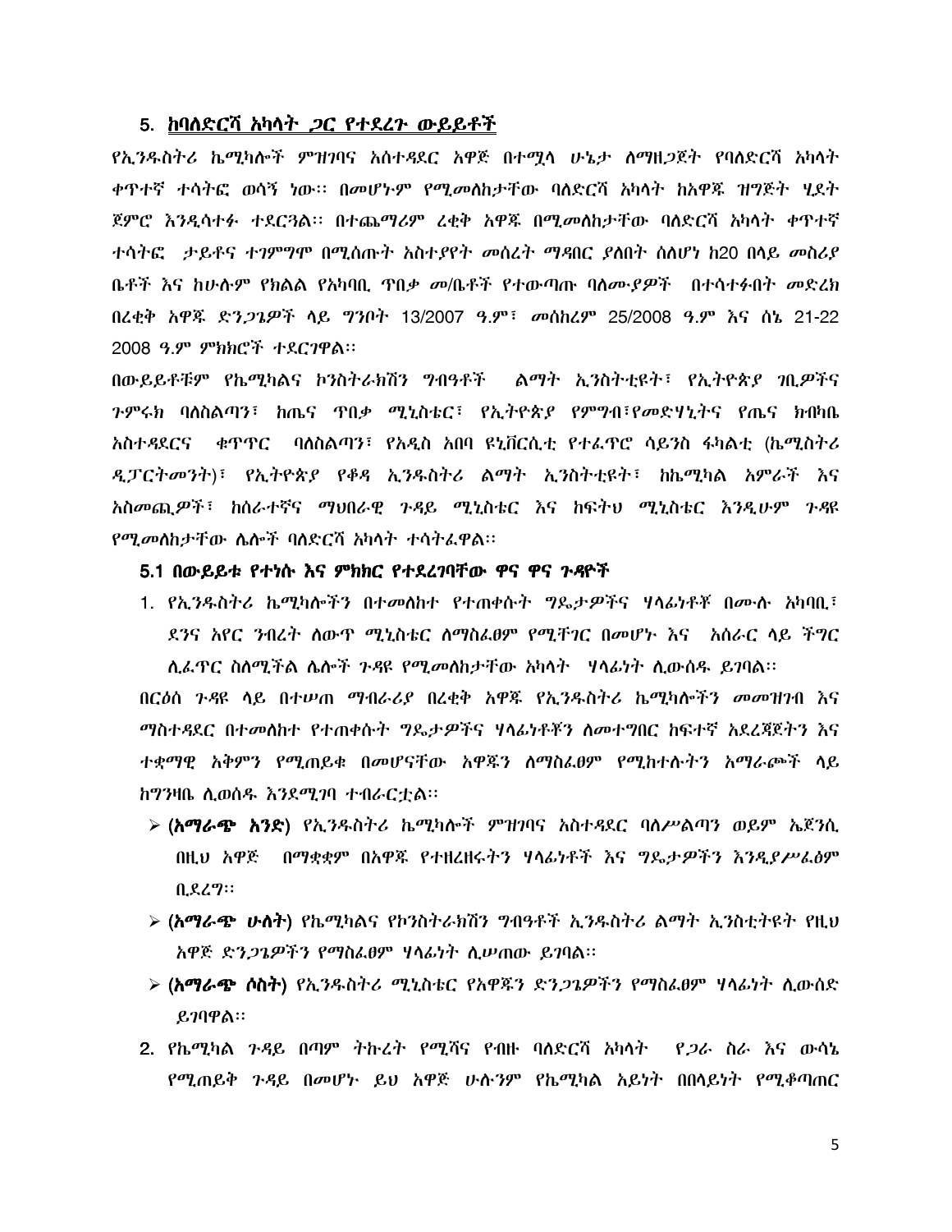## 5. ከባለድርሻ አካላት ጋር የተደረጉ ውይይቶች

የኢንዱስትሪ ኬሚካሎች ምዝገባና አስተዳደር አዋጅ በተሟላ ሁኔታ ለማዘጋጀት የባለድርሻ አካላት ቀጥተኛ ተሳትፎ ወሳኝ ነው፡፡ በመሆኑም የሚመለከታቸው ባለድርሻ አካላት ከአዋጁ ዝግጅት ሂደት ጀምሮ እንዲሳተፉ ተደርጓል፡፡ በተጨማሪም ረቂቅ አዋጁ በሚመለከታቸው ባለድርሻ አካላት ቀጥተኛ ተሳትፎ ታይቶና ተገምግሞ በሚሰጡት አስተያየት መሰረት ማዳበር ያለበት ስለሆነ ከ20 በላይ መስሪያ ቤቶች እና ከሁሉም የክልል የአካባቢ ጥበቃ መ/ቤቶች የተውጣጡ ባለሙያዎች በተሳተፉበት መድረክ በረቂቅ አዋጁ ድንጋጌዎች ላይ ግንቦት 13/2007 ዓ.ም፣ መስከረም 25/2008 ዓ.ም እና ሰኔ 21-22 2008 ዓ.ም ምክክሮች ተደርገዋል፡፡

በውይይቶቹም የኬሚካልና ኮንስትራክሽን ግብዓቶች ልማት ኢንስቲቲዩት፣ የኢትዮጵያ ገቢዎችና ጉምሩክ ባለስልጣን፣ ከጤና ጥበቃ ሚኒስቴር፣ የኢትዮጵያ የምግብ፣የመድሃኒትና የጤና ክብካቤ አስተዳደርና ቁጥጥር ባለስልጣን፣ የአዲስ አበባ ዩኒቨርሲቲ የተፈጥሮ ሳይንስ ፋካልቲ (ኬሚስትሪ ዲፓርትመንት)፣ የኢትዮጵያ የቆዳ ኢንዱስትሪ ልማት ኢንስቲቲዩት፣ ከኬሚካል አምራች እና አስመጪዎች፣ ከሰራተኛና ማህበራዊ ጉዳይ ሚኒስቴር እና ከፍትህ ሚኒስቴር እንዲሁም ጉዳዩ የሚመለከታቸው ሌሎች ባለድርሻ አካላት ተሳትፈዋል፡፡

### 5.1 በውይይቱ የተነሱ እና ምክክር የተደረገባቸው ዋና ዋና ጉዳዮች

1. የኢንዱስትሪ ኬሚካሎችን በተመለከተ የተጠቀሱት ግዴታዎችና ሃላፊነቶቹ በሙሉ አካባቢ፣ ደንና አየር ንብረት ለውጥ ሚኒስቴር ለማስፈፀም የሚቸገር በመሆኑ እና አሰራር ላይ ችግር ሊፈጥር ስለሚችል ሌሎች ጉዳዩ የሚመለከታቸው አካላት ሃላፊነት ሊውሰዱ ይገባል፡፡

በርዕሰ ጉዳዩ ላይ በተሠጠ ማብራሪያ በረቂቅ አዋጁ የኢንዱስትሪ ኬሚካሎችን መመዝገብ እና ማስተዳደር በተመለከተ የተጠቀሱት ግዴታዎችና ሃላፊነቶቹን ለመተግበር ከፍተኛ አደረጃጀትን እና ተቋማዊ አቅምን የሚጠይቁ በመሆናቸው አዋጁን ለማስፈፀም የሚከተሉትን አማራጮች ላይ ከግንዛቤ ሊወሰዱ እንደሚገባ ተብራርቷል፡፡

- **(አማራጭ አንድ)** የኢንዱስትሪ ኬሚካሎች ምዝገባና አስተዳደር ባለሥልጣን ወይም ኤጀንሲ በዚህ አዋጅ በማቋቋም በአዋጁ የተዘረዘሩትን ሃላፊነቶች እና ግዴታዎችን እንዲያሥፈፅም ቢደረግ፡፡
- **(አማራጭ ሁለት)** የኬሚካልና የኮንስትራክሽን ግብዓቶች ኢንዱስትሪ ልማት ኢንስቲትዩት የዚህ አዋጅ ድንጋጌዎችን የማስፈፀም ሃላፊነት ሊሠጠው ይገባል፡፡
- **(አማራጭ ሶስት)** የኢንዱስትሪ ሚኒስቴር የአዋጁን ድንጋጌዎችን የማስፈፀም ሃላፊነት ሊውሰድ ይገባዋል፡፡

2. የኬሚካል ጉዳይ በጣም ትኩረት የሚሻና የብዙ ባለድርሻ አካላት የጋራ ስራ እና ውሳኔ የሚጠይቅ ጉዳይ በመሆኑ ይህ አዋጅ ሁሉንም የኬሚካል አይነት በበላይነት የሚቆጣጠር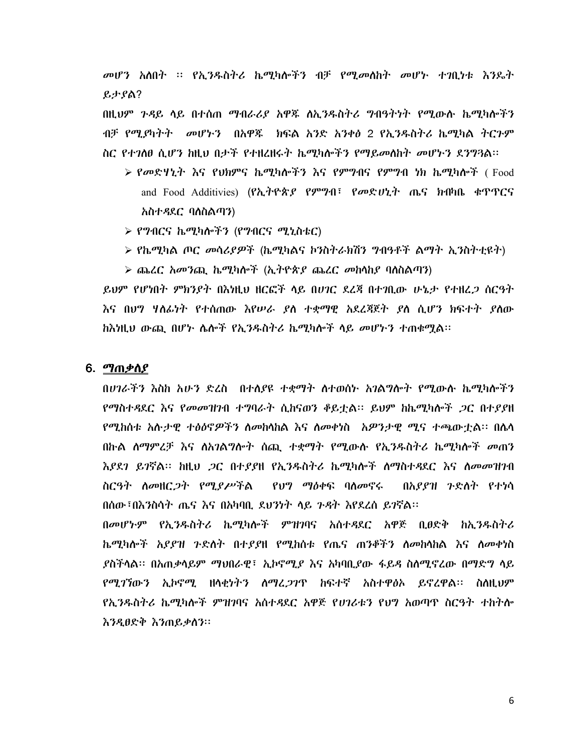*መሆን አለበት ። የኢንዱስትሪ ኬሚካሎችን ብቻ የሚመለከት መሆኑ ተገቢነቱ እንዴት ይታያል?*

በዚህም ጉዳይ ላይ በተሰጠ ማብራሪያ አዋጁ ለኢንዱስትሪ ግብዓትነት የሚውሉ ኬሚካሎችን ብቻ የሚያካትት መሆኑን በአዋጁ ክፍል አንድ አንቀፅ 2 የኢንዱስትሪ ኬሚካል ትርጉም ስር የተገለፀ ሲሆን ከዚህ በታች የተዘረዘሩት ኬሚካሎችን የማይመለከት መሆኑን ደንግጓል።

- የመድሃኒት እና የህክምና ኬሚካሎችን እና የምግብና የምግብ ነክ ኬሚካሎች ( Food and Food Additivies) (የኢትዮጵያ የምግብ፣ የመድሀኒት ጤና ክብካቤ ቁጥጥርና አስተዳደር ባለስልጣን)
- የግብርና ኬሚካሎችን (የግብርና ሚኒስቴር)
- የኬሚካል ጦር መሳሪያዎች (ኬሚካልና ኮንስትራክሽን ግብዓቶች ልማት ኢንስትቲዩት)
- ጨረር አመንጪ ኬሚካሎች (ኢትዮጵያ ጨረር መከላከያ ባለስልጣን)

ይህም የሆነበት ምክንያት በእነዚህ ዘርፎች ላይ በሀገር ደረጃ በተገቢው ሁኔታ የተዘረጋ ሰርዓት እና በህግ ሃለፊነት የተሰጠው እየሠራ ያለ ተቋማዊ አደረጃጀት ያለ ሲሆን ክፍተት ያለው ከእነዚህ ውጪ በሆኑ ሌሎች የኢንዱስትሪ ኬሚካሎች ላይ መሆኑን ተጠቁሟል።

## 6. ማጠቃለያ

በሀገራችን እስከ አሁን ድረስ በተለያዩ ተቋማት ለተወሰኑ አገልግሎት የሚውሉ ኬሚካሎችን የማስተዳደር እና የመመዝገብ ተግባራት ሲከናወን ቆይቷል። ይህም ከኬሚካሎች ጋር በተያያዘ የሚከሰቱ አሉታዊ ተፅዕኖዎችን ለመከላከል እና ለመቀነስ አዎንታዊ ሚና ተጫውቷል። በሌላ በኩል ለማምረቻ እና ለአገልግሎት ሰጪ ተቋማት የሚውሉ የኢንዱስትሪ ኬሚካሎች መጠን እያደገ ይገኛል። ከዚህ ጋር በተያያዘ የኢንዱስትሪ ኬሚካሎች ለማስተዳደር እና ለመመዝገብ ስርዓት ለመዘርጋት የሚያሥችል የህግ ማዕቀፍ ባለመኖሩ በአያያዝ ጉድለት የተነሳ በሰው፣በእንስሳት ጤና እና በአካባቢ ደህንነት ላይ ጉዳት እየደረሰ ይገኛል።

በመሆኑም የኢንዱስትሪ ኬሚካሎች ምዝገባና አሰተዳደር አዋጅ ቢፀድቅ ከኢንዱስትሪ ኬሚካሎች አያያዝ ጉድለት በተያያዘ የሚከሰቱ የጤና ጠንቆችን ለመከላከል እና ለመቀነስ ያስችላል። በአጠቃላይም ማህበራዊ፣ ኢኮኖሚያ እና አካባቢያው ፋይዳ ስለሚኖረው በማድግ ላይ የሚገኘውን ኢኮኖሚ ዘላቂነትን ለማረጋገጥ ከፍተኛ አስተዋፅኦ ይኖረዋል። ስለዚህም የኢንዱስትሪ ኬሚካሎች ምዝገባና አሰተዳደር አዋጅ የሀገሪቱን የህግ አወጣጥ ስርዓት ተከትሎ እንዲፀድቅ እንጠይቃለን።